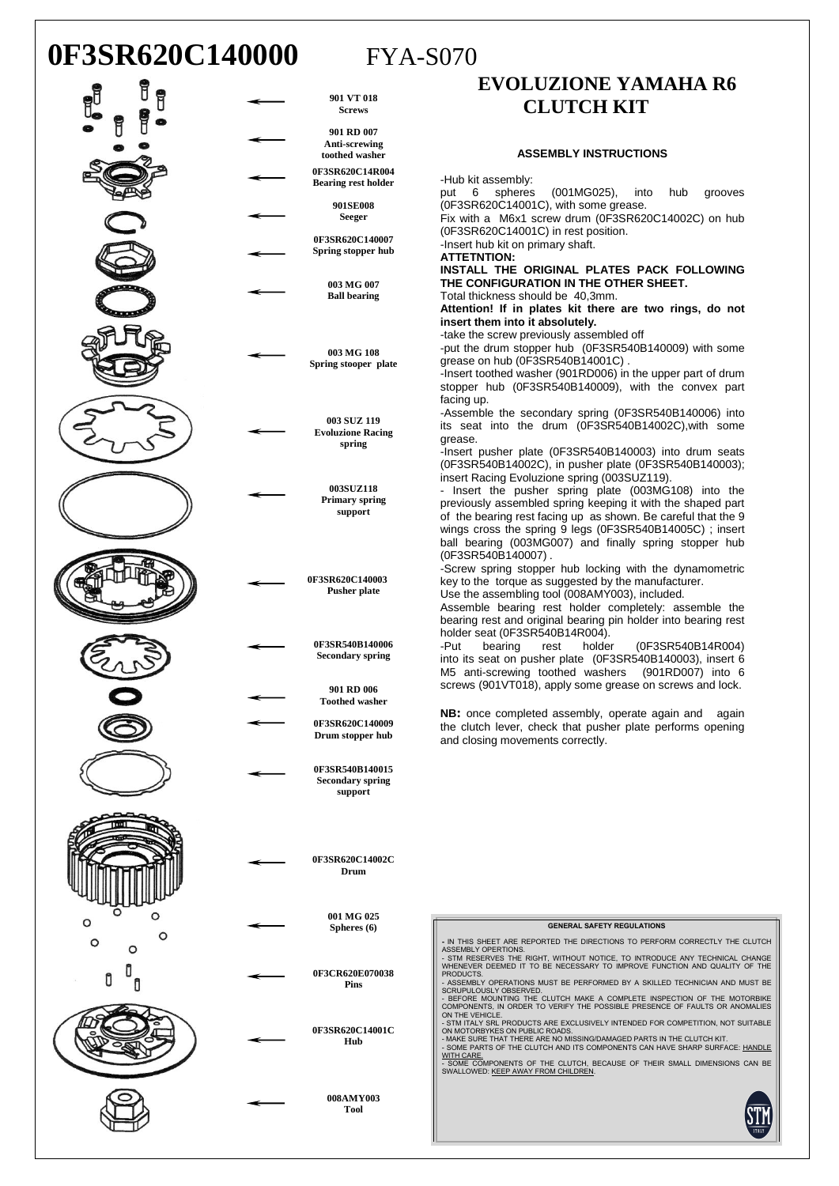# 0F3SR620C140000 FYA-S070

## EVOLUZIONE YAMAHA R6 CLUTCH KIT

901 VT 018
Screws

901 RD 007
Anti-screwing toothed washer

0F3SR620C14R004
Bearing rest holder

901SE008
Seeger

0F3SR620C140007
Spring stopper hub

003 MG 007
Ball bearing

003 MG 108
Spring stooper plate

003 SUZ 119
Evoluzione Racing spring

003SUZ118
Primary spring support

0F3SR620C140003
Pusher plate

0F3SR540B140006
Secondary spring

901 RD 006
Toothed washer

0F3SR620C140009
Drum stopper hub

0F3SR540B140015
Secondary spring support

0F3SR620C14002C
Drum

001 MG 025
Spheres (6)

0F3CR620E070038
Pins

0F3SR620C14001C
Hub

008AMY003
Tool

### ASSEMBLY INSTRUCTIONS

-Hub kit assembly:
put 6 spheres (001MG025), into hub grooves (0F3SR620C14001C), with some grease.
Fix with a M6x1 screw drum (0F3SR620C14002C) on hub (0F3SR620C14001C) in rest position.
-Insert hub kit on primary shaft.
**ATTETNTION:**
**INSTALL THE ORIGINAL PLATES PACK FOLLOWING THE CONFIGURATION IN THE OTHER SHEET.**
Total thickness should be 40,3mm.
**Attention! If in plates kit there are two rings, do not insert them into it absolutely.**
-take the screw previously assembled off
-put the drum stopper hub (0F3SR540B140009) with some grease on hub (0F3SR540B14001C) .
-Insert toothed washer (901RD006) in the upper part of drum stopper hub (0F3SR540B140009), with the convex part facing up.
-Assemble the secondary spring (0F3SR540B140006) into its seat into the drum (0F3SR540B14002C),with some grease.
-Insert pusher plate (0F3SR540B140003) into drum seats (0F3SR540B14002C), in pusher plate (0F3SR540B140003); insert Racing Evoluzione spring (003SUZ119).
- Insert the pusher spring plate (003MG108) into the previously assembled spring keeping it with the shaped part of the bearing rest facing up as shown. Be careful that the 9 wings cross the spring 9 legs (0F3SR540B14005C) ; insert ball bearing (003MG007) and finally spring stopper hub (0F3SR540B140007) .
-Screw spring stopper hub locking with the dynamometric key to the torque as suggested by the manufacturer.
Use the assembling tool (008AMY003), included.
Assemble bearing rest holder completely: assemble the bearing rest and original bearing pin holder into bearing rest holder seat (0F3SR540B14R004).
-Put bearing rest holder (0F3SR540B14R004) into its seat on pusher plate (0F3SR540B140003), insert 6 M5 anti-screwing toothed washers (901RD007) into 6 screws (901VT018), apply some grease on screws and lock.

**NB:** once completed assembly, operate again and again the clutch lever, check that pusher plate performs opening and closing movements correctly.

**GENERAL SAFETY REGULATIONS**

- IN THIS SHEET ARE REPORTED THE DIRECTIONS TO PERFORM CORRECTLY THE CLUTCH ASSEMBLY OPERTIONS.
- STM RESERVES THE RIGHT, WITHOUT NOTICE, TO INTRODUCE ANY TECHNICAL CHANGE WHENEVER DEEMED IT TO BE NECESSARY TO IMPROVE FUNCTION AND QUALITY OF THE PRODUCTS.
- ASSEMBLY OPERATIONS MUST BE PERFORMED BY A SKILLED TECHNICIAN AND MUST BE SCRUPULOUSLY OBSERVED.
- BEFORE MOUNTING THE CLUTCH MAKE A COMPLETE INSPECTION OF THE MOTORBIKE COMPONENTS, IN ORDER TO VERIFY THE POSSIBLE PRESENCE OF FAULTS OR ANOMALIES ON THE VEHICLE.
- STM ITALY SRL PRODUCTS ARE EXCLUSIVELY INTENDED FOR COMPETITION, NOT SUITABLE ON MOTORBYKES ON PUBLIC ROADS.
- MAKE SURE THAT THERE ARE NO MISSING/DAMAGED PARTS IN THE CLUTCH KIT.
- SOME PARTS OF THE CLUTCH AND ITS COMPONENTS CAN HAVE SHARP SURFACE: HANDLE WITH CARE.
- SOME COMPONENTS OF THE CLUTCH, BECAUSE OF THEIR SMALL DIMENSIONS CAN BE SWALLOWED: KEEP AWAY FROM CHILDREN.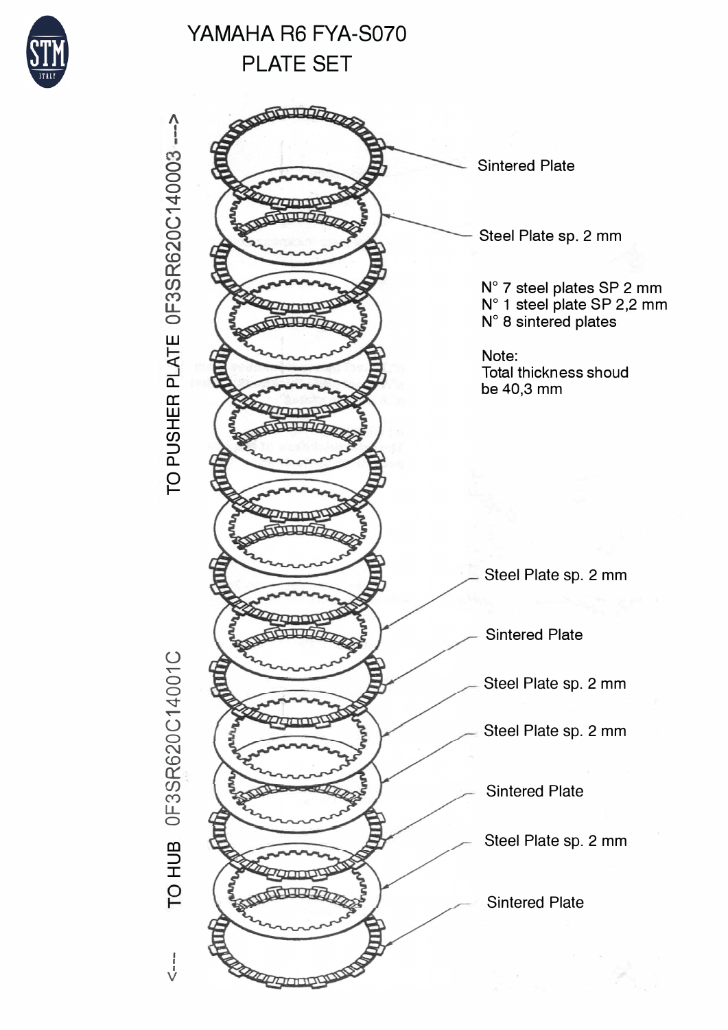# YAMAHA R6 FYA-S070
## PLATE SET

TO PUSHER PLATE 0F3SR620C140003 --->

<--- TO HUB 0F3SR620C14001C

Sintered Plate

Steel Plate sp. 2 mm

N° 7 steel plates SP 2 mm
N° 1 steel plate SP 2,2 mm
N° 8 sintered plates

Note:
Total thickness shoud be 40,3 mm

Steel Plate sp. 2 mm

Sintered Plate

Steel Plate sp. 2 mm

Steel Plate sp. 2 mm

Sintered Plate

Steel Plate sp. 2 mm

Sintered Plate